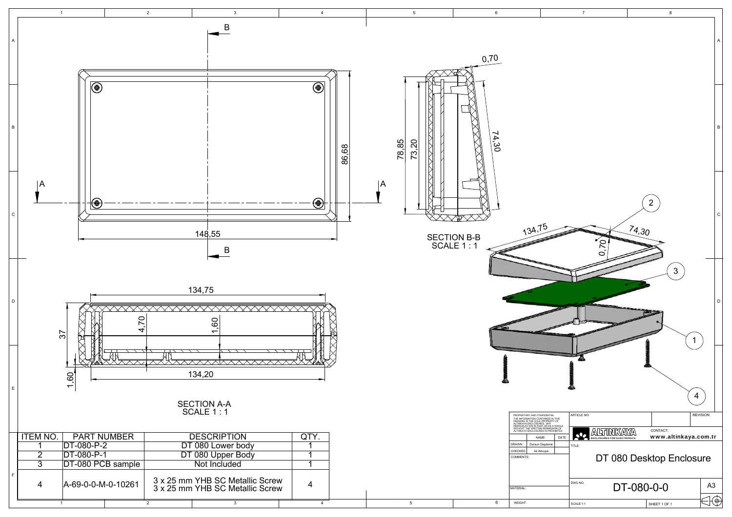SECTION B-B
SCALE 1 : 1

SECTION A-A
SCALE 1 : 1

| ITEM NO. | PART NUMBER | DESCRIPTION | QTY. |
| --- | --- | --- | --- |
| 1 | DT-080-P-2 | DT 080 Lower body | 1 |
| 2 | DT-080-P-1 | DT 080 Upper Body | 1 |
| 3 | DT-080 PCB sample | Not Included | 1 |
| 4 | A-69-0-0-M-0-10261 | 3 x 25 mm YHB SC Metallic Screw<br>3 x 25 mm YHB SC Metallic Screw | 4 |

PROPRIETARY AND CONFIDENTIAL
THE INFORMATION CONTAINED IN THIS DRAWING IS THE SOLE PROPERTY OF ALTINKAYA ENCLOSURES. ANY REPRODUCTION IN PART OR AS A WHOLE WITHOUT THE WRITTEN PERMISSION OF ALTINKAYA ENCLOSURES IS PROHIBITED.

| | NAME | DATE |
| --- | --- | --- |
| DRAWN | Dursun Daşdemir | |
| CHECKED | Ali Altınışık | |

COMMENTS:

MATERIAL:

WEIGHT:

ARTICLE NO:

REVISION:

ALTINKAYA ENCLOSURES FOR ELECTRONICS

CONTACT: www.altinkaya.com.tr

TITLE: DT 080 Desktop Enclosure

DWG NO. DT-080-0-0

A3

SCALE:1:1

SHEET 1 OF 1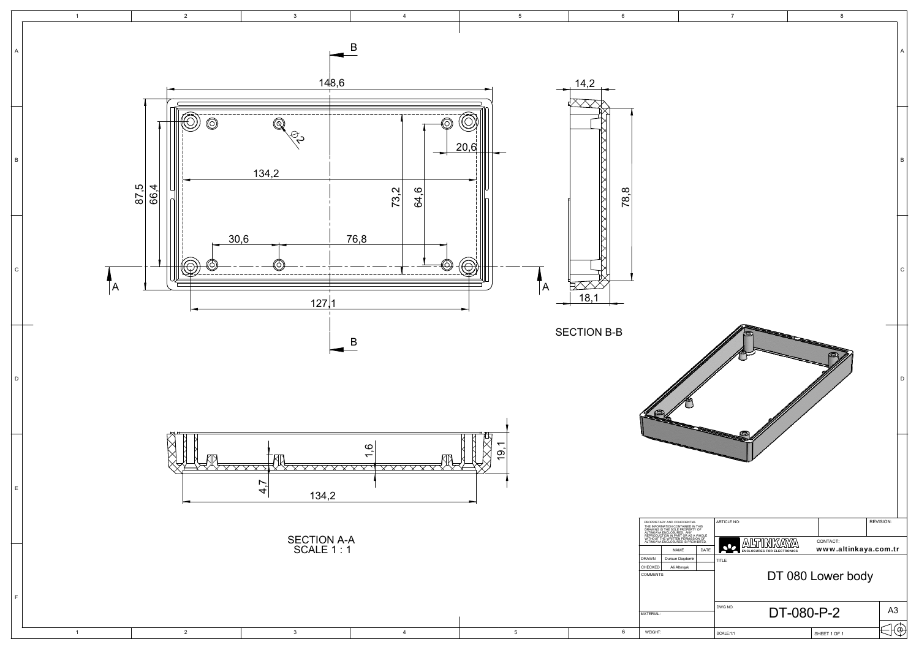SECTION B-B

SECTION A-A
SCALE 1 : 1

PROPRIETARY AND CONFIDENTIAL
THE INFORMATION CONTAINED IN THIS DRAWING IS THE SOLE PROPERTY OF ALTINKAYA ENCLOSURES. ANY REPRODUCTION IN PART OR AS A WHOLE WITHOUT THE WRITTEN PERMISSION OF ALTINKAYA ENCLOSURES IS PROHIBITED.

| | NAME | DATE |
|---|---|---|
| DRAWN | Dursun Daşdemir | |
| CHECKED | Ali Altınışık | |

COMMENTS:

MATERIAL:

WEIGHT:

ARTICLE NO:

REVISION:

ALTINKAYA
ENCLOSURES FOR ELECTRONICS

CONTACT:
www.altinkaya.com.tr

TITLE:
DT 080 Lower body

DWG NO.
DT-080-P-2

A3

SCALE:1:1

SHEET 1 OF 1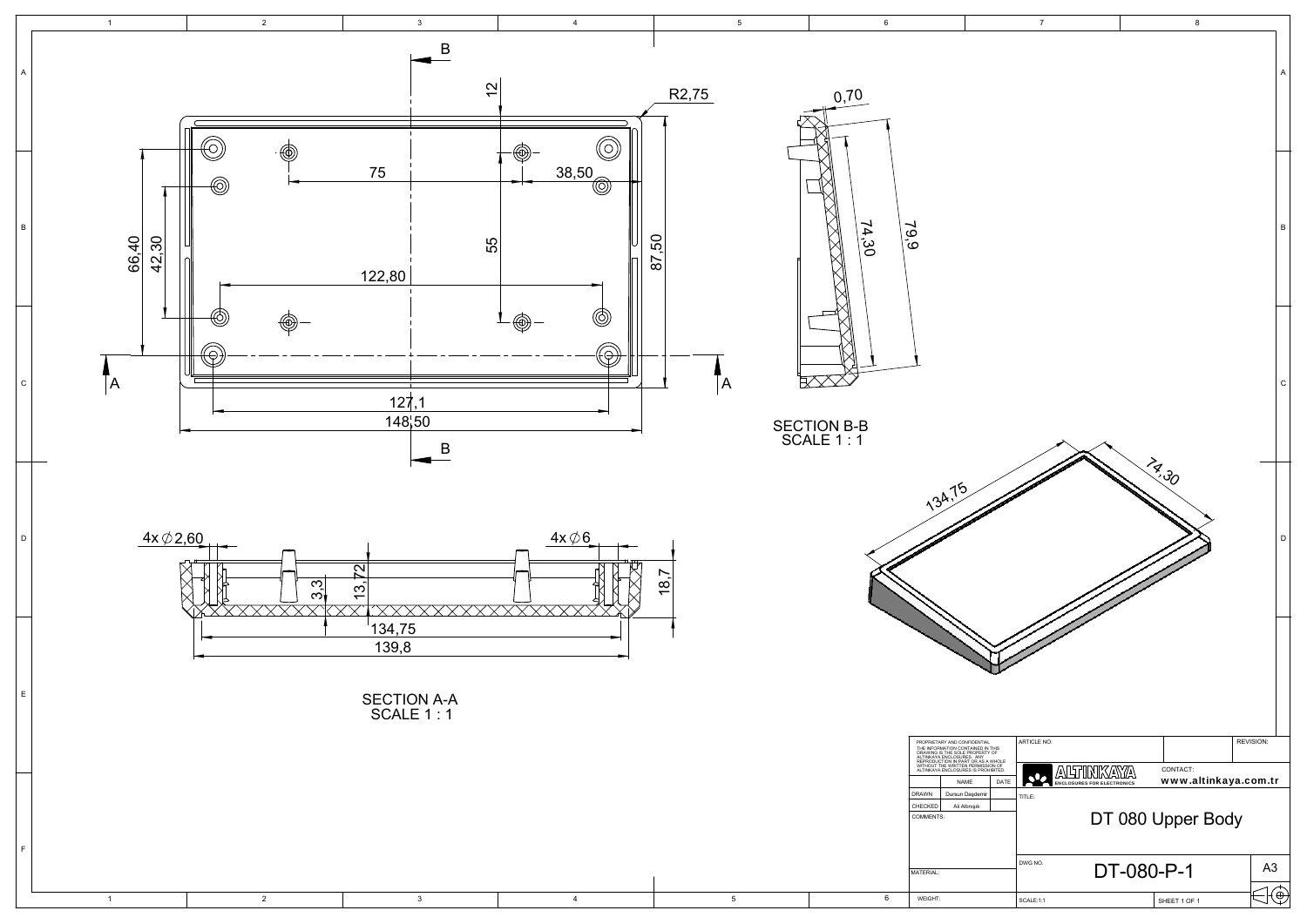B

12

R2,75

75

38,50

66,40

42,30

55

87,50

122,80

A

A

127,1

148,50

B

0,70

74,30

79,9

SECTION B-B
SCALE 1 : 1

134,75

74,30

4x ∅2,60

4x ∅6

3,3

13,72

18,7

134,75

139,8

SECTION A-A
SCALE 1 : 1

PROPRIETARY AND CONFIDENTIAL
THE INFORMATION CONTAINED IN THIS DRAWING IS THE SOLE PROPERTY OF ALTINKAYA ENCLOSURES. ANY REPRODUCTION IN PART OR AS A WHOLE WITHOUT THE WRITTEN PERMISSION OF ALTINKAYA ENCLOSURES IS PROHIBITED.

| | NAME | DATE |
| --- | --- | --- |
| DRAWN | Dursun Daşdemir | |
| CHECKED | Ali Altınışık | |

COMMENTS:

MATERIAL:

WEIGHT:

ARTICLE NO:

REVISION:

ALTINKAYA
ENCLOSURES FOR ELECTRONICS

CONTACT:
www.altinkaya.com.tr

TITLE:

DT 080 Upper Body

DWG NO.

DT-080-P-1

A3

SCALE:1:1

SHEET 1 OF 1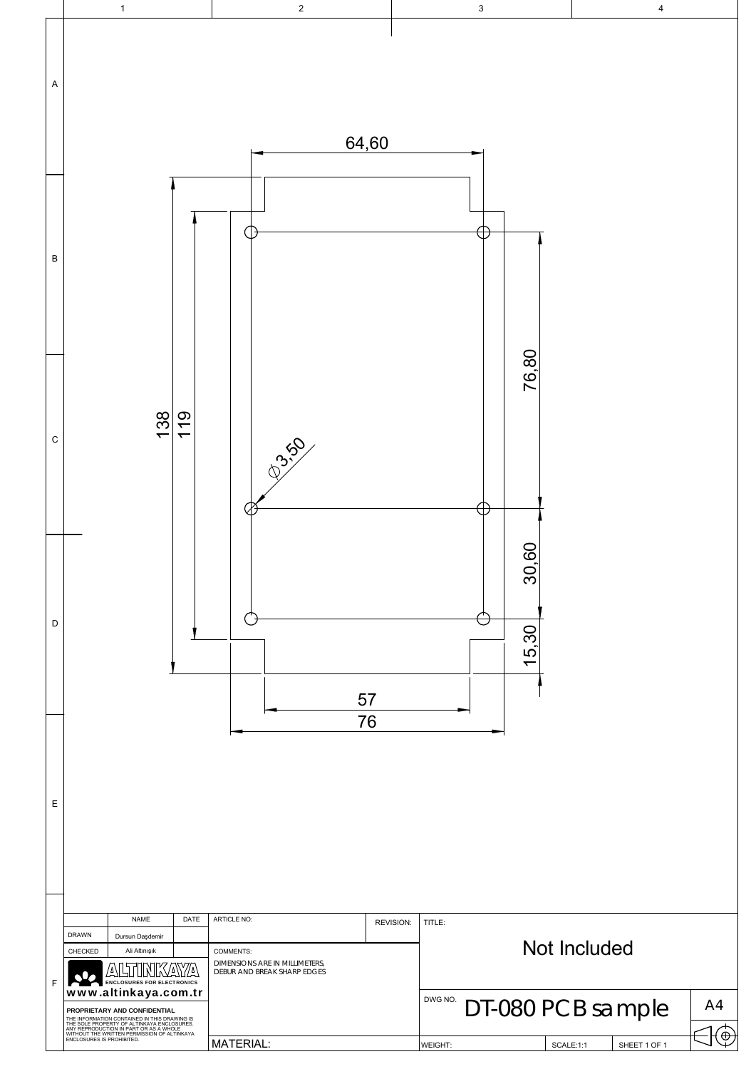64,60

138

119

76,80

⌀3,50

30,60

15,30

57

76

| | NAME | DATE | ARTICLE NO: | REVISION: | TITLE: |
|---|---|---|---|---|---|
| DRAWN | Dursun Daşdemir | | | | Not Included |
| CHECKED | Ali Altınışık | | COMMENTS: DIMENSIONS ARE IN MILLIMETERS, DEBUR AND BREAK SHARP EDGES | | |

ALTINKAYA
ENCLOSURES FOR ELECTRONICS
www.altinkaya.com.tr

**PROPRIETARY AND CONFIDENTIAL**
THE INFORMATION CONTAINED IN THIS DRAWING IS THE SOLE PROPERTY OF ALTINKAYA ENCLOSURES. ANY REPRODUCTION IN PART OR AS A WHOLE WITHOUT THE WRITTEN PERMISSION OF ALTINKAYA ENCLOSURES IS PROHIBITED.

DWG NO. DT-080 PCB sample

A4

MATERIAL:

WEIGHT:

SCALE:1:1

SHEET 1 OF 1